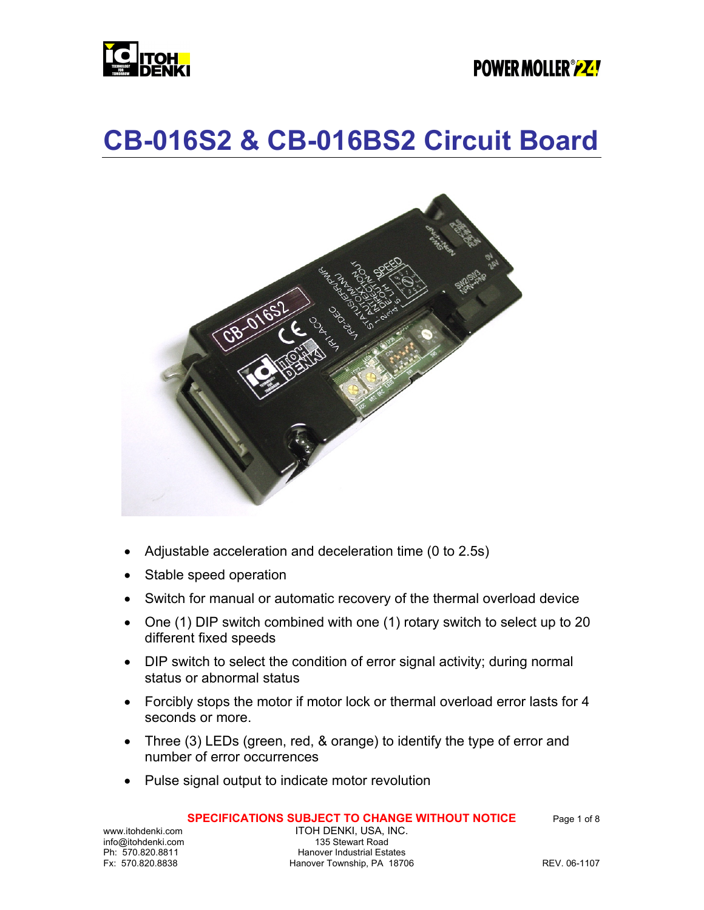# CB-016S2 & CB-016BS2 Circuit Board

- Adjustable acceleration and deceleration time (0 to 2.5s)
- Stable speed operation
- Switch for manual or automatic recovery of the thermal overload device
- One (1) DIP switch combined with one (1) rotary switch to select up to 20 different fixed speeds
- DIP switch to select the condition of error signal activity; during normal status or abnormal status
- Forcibly stops the motor if motor lock or thermal overload error lasts for 4 seconds or more.
- Three (3) LEDs (green, red, & orange) to identify the type of error and number of error occurrences
- Pulse signal output to indicate motor revolution

**SPECIFICATIONS SUBJECT TO CHANGE WITHOUT NOTICE**

www.itohdenki.com
info@itohdenki.com
Ph: 570.820.8811
Fx: 570.820.8838

ITOH DENKI, USA, INC.
135 Stewart Road
Hanover Industrial Estates
Hanover Township, PA 18706

REV. 06-1107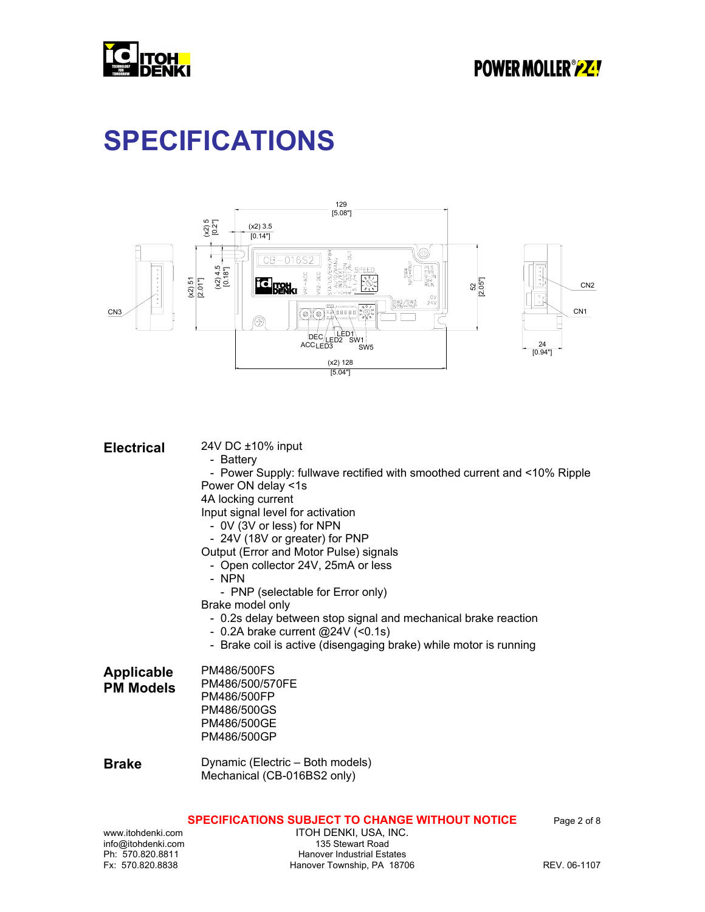# SPECIFICATIONS

**Electrical**

24V DC ±10% input
- Battery
- Power Supply: fullwave rectified with smoothed current and <10% Ripple

Power ON delay <1s
4A locking current
Input signal level for activation
- 0V (3V or less) for NPN
- 24V (18V or greater) for PNP

Output (Error and Motor Pulse) signals
- Open collector 24V, 25mA or less
- NPN
  - PNP (selectable for Error only)

Brake model only
- 0.2s delay between stop signal and mechanical brake reaction
- 0.2A brake current @24V (<0.1s)
- Brake coil is active (disengaging brake) while motor is running

**Applicable PM Models**

PM486/500FS
PM486/500/570FE
PM486/500FP
PM486/500GS
PM486/500GE
PM486/500GP

**Brake**

Dynamic (Electric – Both models)
Mechanical (CB-016BS2 only)

**SPECIFICATIONS SUBJECT TO CHANGE WITHOUT NOTICE**

www.itohdenki.com
info@itohdenki.com
Ph: 570.820.8811
Fx: 570.820.8838

ITOH DENKI, USA, INC.
135 Stewart Road
Hanover Industrial Estates
Hanover Township, PA 18706

REV. 06-1107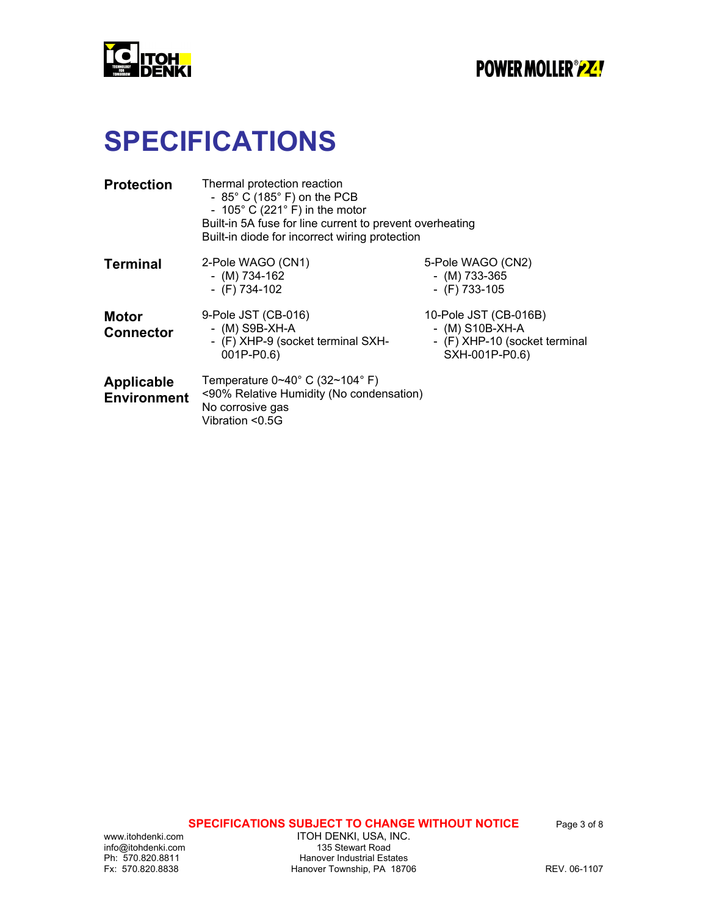# SPECIFICATIONS

**Protection**

Thermal protection reaction
- 85° C (185° F) on the PCB
- 105° C (221° F) in the motor

Built-in 5A fuse for line current to prevent overheating
Built-in diode for incorrect wiring protection

**Terminal**

2-Pole WAGO (CN1)
- (M) 734-162
- (F) 734-102

5-Pole WAGO (CN2)
- (M) 733-365
- (F) 733-105

**Motor Connector**

9-Pole JST (CB-016)
- (M) S9B-XH-A
- (F) XHP-9 (socket terminal SXH-001P-P0.6)

10-Pole JST (CB-016B)
- (M) S10B-XH-A
- (F) XHP-10 (socket terminal SXH-001P-P0.6)

**Applicable Environment**

Temperature 0~40° C (32~104° F)
<90% Relative Humidity (No condensation)
No corrosive gas
Vibration <0.5G

**SPECIFICATIONS SUBJECT TO CHANGE WITHOUT NOTICE**

www.itohdenki.com
info@itohdenki.com
Ph: 570.820.8811
Fx: 570.820.8838

ITOH DENKI, USA, INC.
135 Stewart Road
Hanover Industrial Estates
Hanover Township, PA 18706

REV. 06-1107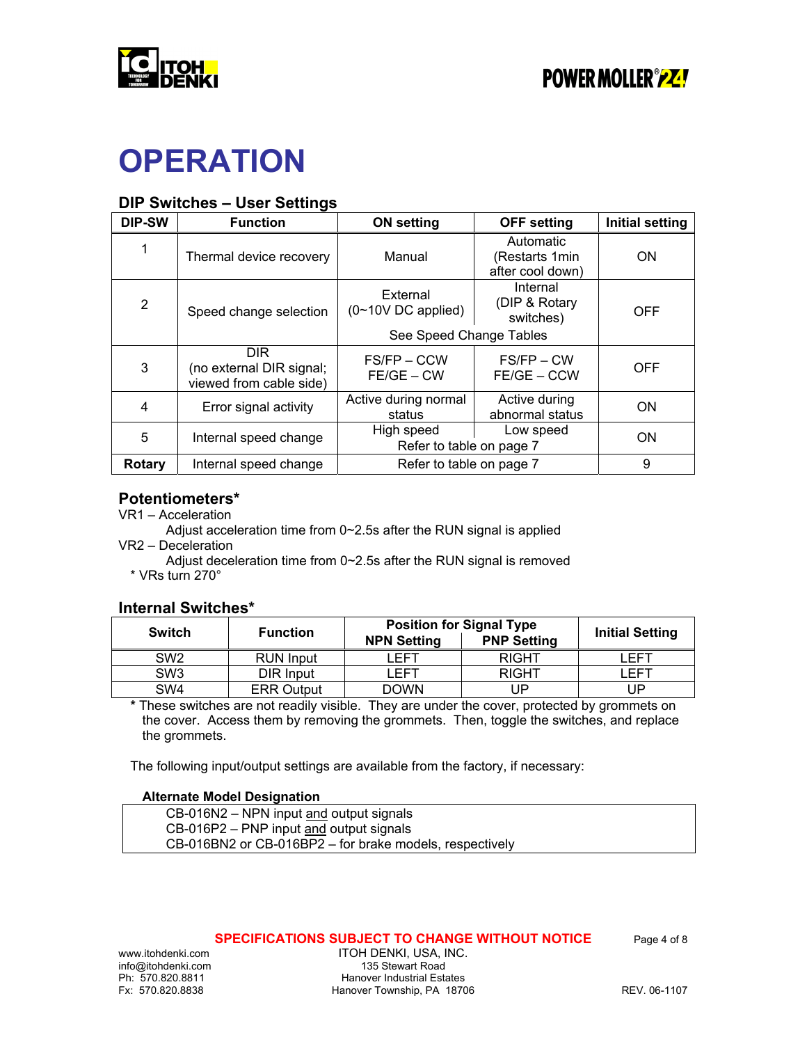// Page 4 of an Itoh Denki Power Moller 24 document (OPERATION): DIP switch settings table, potentiometers, internal switches table with NPN/PNP positions, and alternate model designations. Header logos and the footer (contact details, page number, REV. 06-1107) are omitted.

# OPERATION

## DIP Switches – User Settings

| DIP-SW | Function | ON setting | OFF setting | Initial setting |
|---|---|---|---|---|
| 1 | Thermal device recovery | Manual | Automatic (Restarts 1min after cool down) | ON |
| 2 | Speed change selection | External (0~10V DC applied)<br>See Speed Change Tables | Internal (DIP & Rotary switches) | OFF |
| 3 | DIR (no external DIR signal; viewed from cable side) | FS/FP – CCW<br>FE/GE – CW | FS/FP – CW<br>FE/GE – CCW | OFF |
| 4 | Error signal activity | Active during normal status | Active during abnormal status | ON |
| 5 | Internal speed change | High speed<br>Refer to table on page 7 | Low speed | ON |
| **Rotary** | Internal speed change | Refer to table on page 7 | | 9 |

## Potentiometers*

VR1 – Acceleration

Adjust acceleration time from 0~2.5s after the RUN signal is applied

VR2 – Deceleration

Adjust deceleration time from 0~2.5s after the RUN signal is removed

\* VRs turn 270°

## Internal Switches*

| Switch | Function | Position for Signal Type: NPN Setting | Position for Signal Type: PNP Setting | Initial Setting |
|---|---|---|---|---|
| SW2 | RUN Input | LEFT | RIGHT | LEFT |
| SW3 | DIR Input | LEFT | RIGHT | LEFT |
| SW4 | ERR Output | DOWN | UP | UP |

**\*** These switches are not readily visible. They are under the cover, protected by grommets on the cover. Access them by removing the grommets. Then, toggle the switches, and replace the grommets.

The following input/output settings are available from the factory, if necessary:

**Alternate Model Designation**

CB-016N2 – NPN input <u>and</u> output signals
CB-016P2 – PNP input <u>and</u> output signals
CB-016BN2 or CB-016BP2 – for brake models, respectively

**SPECIFICATIONS SUBJECT TO CHANGE WITHOUT NOTICE**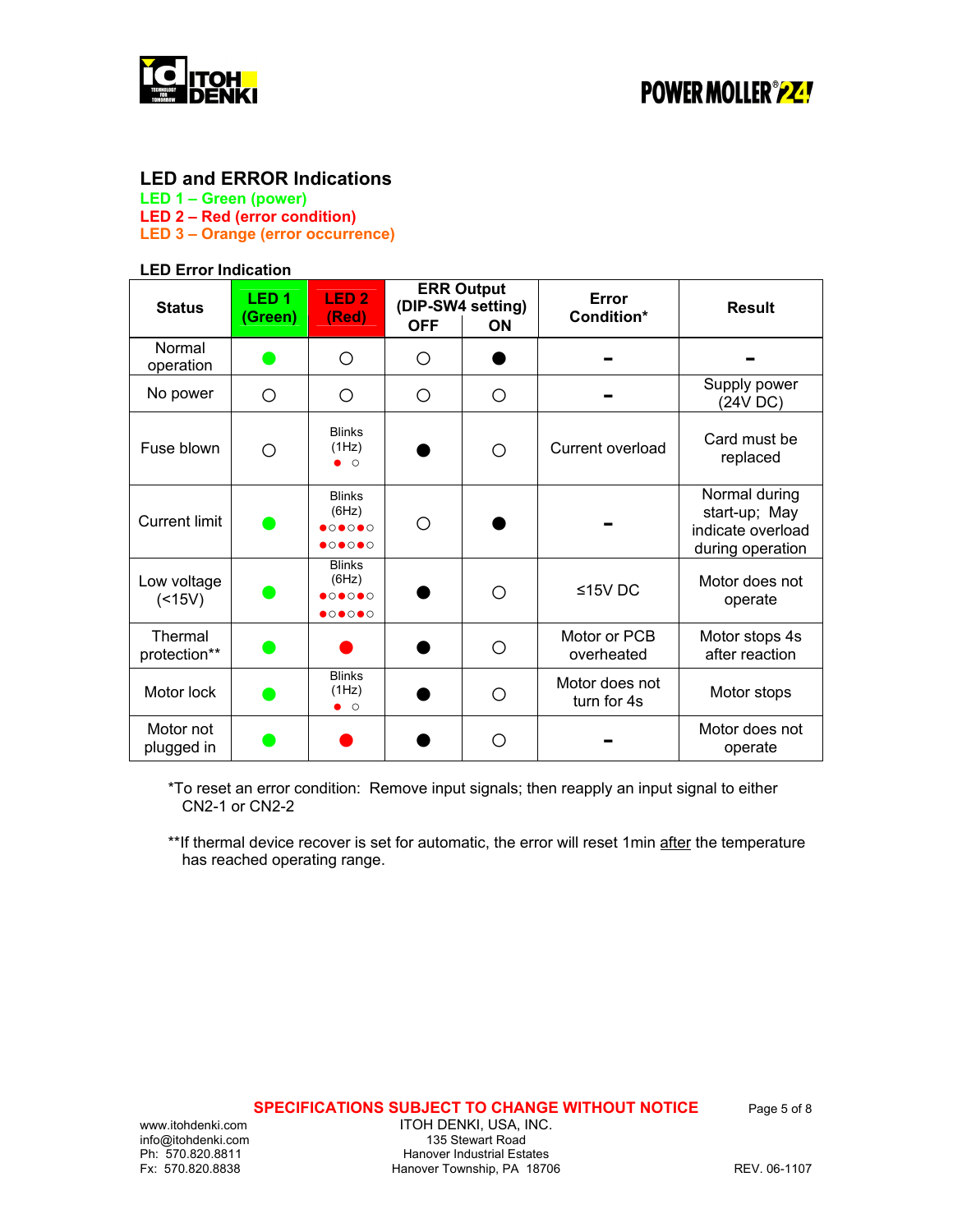## LED and ERROR Indications

**LED 1 – Green (power)**
**LED 2 – Red (error condition)**
**LED 3 – Orange (error occurrence)**

**LED Error Indication**

| Status | LED 1 (Green) | LED 2 (Red) | ERR Output (DIP-SW4 setting) | | Error Condition* | Result |
|---|---|---|---|---|---|---|
| | | | OFF | ON | | |
| Normal operation | ● (green) | ○ | ○ | ● | - | - |
| No power | ○ | ○ | ○ | ○ | - | Supply power (24V DC) |
| Fuse blown | ○ | Blinks (1Hz) ● ○ | ● | ○ | Current overload | Card must be replaced |
| Current limit | ● (green) | Blinks (6Hz) ●○●○●○ ●○●○●○ | ○ | ● | - | Normal during start-up; May indicate overload during operation |
| Low voltage (<15V) | ● (green) | Blinks (6Hz) ●○●○●○ ●○●○●○ | ● | ○ | ≤15V DC | Motor does not operate |
| Thermal protection** | ● (green) | ● (red) | ● | ○ | Motor or PCB overheated | Motor stops 4s after reaction |
| Motor lock | ● (green) | Blinks (1Hz) ● ○ | ● | ○ | Motor does not turn for 4s | Motor stops |
| Motor not plugged in | ● (green) | ● (red) | ● | ○ | - | Motor does not operate |

*To reset an error condition: Remove input signals; then reapply an input signal to either CN2-1 or CN2-2

**If thermal device recover is set for automatic, the error will reset 1min after the temperature has reached operating range.

**SPECIFICATIONS SUBJECT TO CHANGE WITHOUT NOTICE**

www.itohdenki.com
info@itohdenki.com
Ph: 570.820.8811
Fx: 570.820.8838

ITOH DENKI, USA, INC.
135 Stewart Road
Hanover Industrial Estates
Hanover Township, PA 18706

REV. 06-1107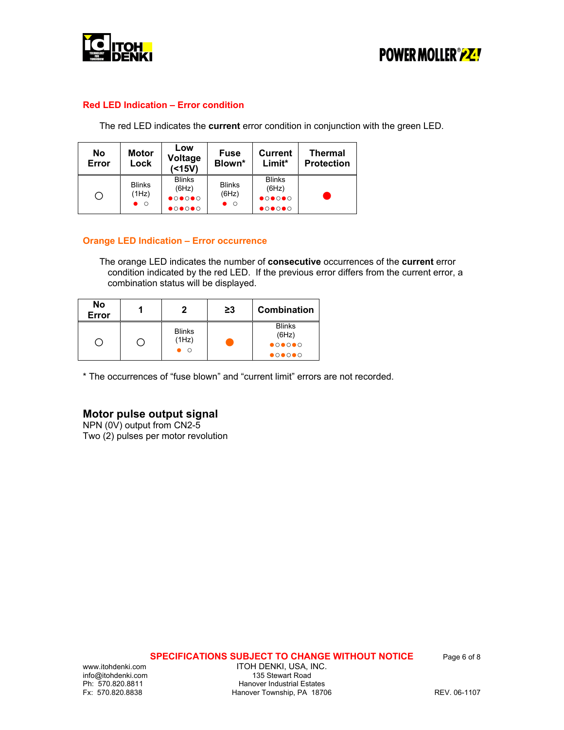## Red LED Indication – Error condition

The red LED indicates the **current** error condition in conjunction with the green LED.

| No Error | Motor Lock | Low Voltage (<15V) | Fuse Blown* | Current Limit* | Thermal Protection |
|---|---|---|---|---|---|
| ○ | Blinks (1Hz) ● ○ | Blinks (6Hz) ●○●○●○ ●○●○●○ | Blinks (6Hz) ● ○ | Blinks (6Hz) ●○●○●○ ●○●○●○ | ● |

## Orange LED Indication – Error occurrence

The orange LED indicates the number of **consecutive** occurrences of the **current** error condition indicated by the red LED. If the previous error differs from the current error, a combination status will be displayed.

| No Error | 1 | 2 | ≥3 | Combination |
|---|---|---|---|---|
| ○ | ○ | Blinks (1Hz) ● ○ | ● | Blinks (6Hz) ●○●○●○ ●○●○●○ |

* The occurrences of "fuse blown" and "current limit" errors are not recorded.

## Motor pulse output signal

NPN (0V) output from CN2-5
Two (2) pulses per motor revolution

SPECIFICATIONS SUBJECT TO CHANGE WITHOUT NOTICE

www.itohdenki.com
info@itohdenki.com
Ph: 570.820.8811
Fx: 570.820.8838

ITOH DENKI, USA, INC.
135 Stewart Road
Hanover Industrial Estates
Hanover Township, PA 18706

REV. 06-1107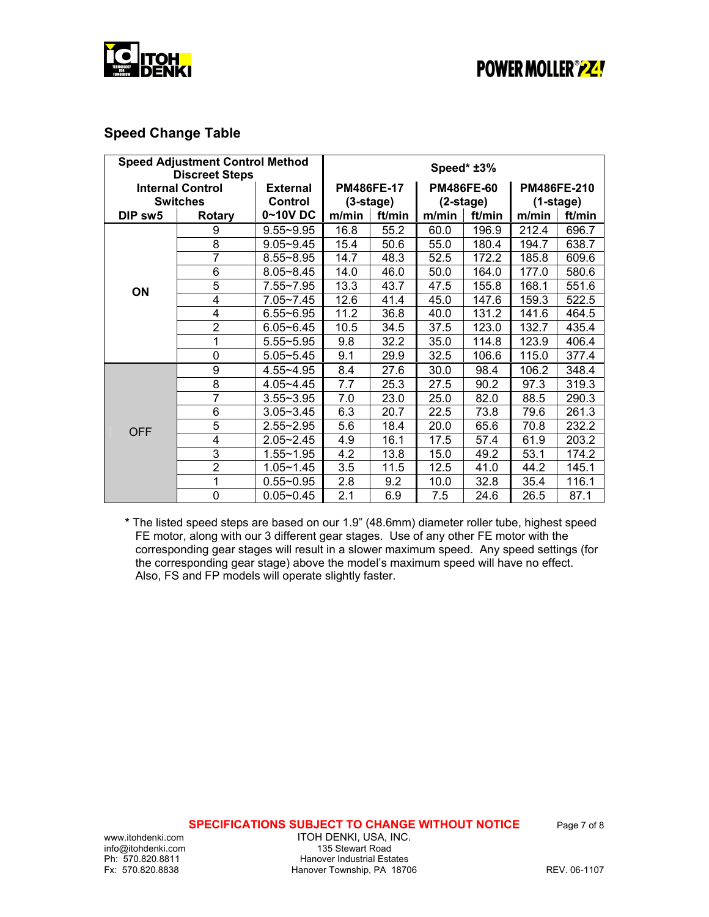## Speed Change Table

| Speed Adjustment Control Method Discreet Steps | | | Speed* ±3% | | | | | |
|---|---|---|---|---|---|---|---|---|
| Internal Control Switches | | External Control | PM486FE-17 (3-stage) | | PM486FE-60 (2-stage) | | PM486FE-210 (1-stage) | |
| DIP sw5 | Rotary | 0~10V DC | m/min | ft/min | m/min | ft/min | m/min | ft/min |
| ON | 9 | 9.55~9.95 | 16.8 | 55.2 | 60.0 | 196.9 | 212.4 | 696.7 |
| | 8 | 9.05~9.45 | 15.4 | 50.6 | 55.0 | 180.4 | 194.7 | 638.7 |
| | 7 | 8.55~8.95 | 14.7 | 48.3 | 52.5 | 172.2 | 185.8 | 609.6 |
| | 6 | 8.05~8.45 | 14.0 | 46.0 | 50.0 | 164.0 | 177.0 | 580.6 |
| | 5 | 7.55~7.95 | 13.3 | 43.7 | 47.5 | 155.8 | 168.1 | 551.6 |
| | 4 | 7.05~7.45 | 12.6 | 41.4 | 45.0 | 147.6 | 159.3 | 522.5 |
| | 4 | 6.55~6.95 | 11.2 | 36.8 | 40.0 | 131.2 | 141.6 | 464.5 |
| | 2 | 6.05~6.45 | 10.5 | 34.5 | 37.5 | 123.0 | 132.7 | 435.4 |
| | 1 | 5.55~5.95 | 9.8 | 32.2 | 35.0 | 114.8 | 123.9 | 406.4 |
| | 0 | 5.05~5.45 | 9.1 | 29.9 | 32.5 | 106.6 | 115.0 | 377.4 |
| OFF | 9 | 4.55~4.95 | 8.4 | 27.6 | 30.0 | 98.4 | 106.2 | 348.4 |
| | 8 | 4.05~4.45 | 7.7 | 25.3 | 27.5 | 90.2 | 97.3 | 319.3 |
| | 7 | 3.55~3.95 | 7.0 | 23.0 | 25.0 | 82.0 | 88.5 | 290.3 |
| | 6 | 3.05~3.45 | 6.3 | 20.7 | 22.5 | 73.8 | 79.6 | 261.3 |
| | 5 | 2.55~2.95 | 5.6 | 18.4 | 20.0 | 65.6 | 70.8 | 232.2 |
| | 4 | 2.05~2.45 | 4.9 | 16.1 | 17.5 | 57.4 | 61.9 | 203.2 |
| | 3 | 1.55~1.95 | 4.2 | 13.8 | 15.0 | 49.2 | 53.1 | 174.2 |
| | 2 | 1.05~1.45 | 3.5 | 11.5 | 12.5 | 41.0 | 44.2 | 145.1 |
| | 1 | 0.55~0.95 | 2.8 | 9.2 | 10.0 | 32.8 | 35.4 | 116.1 |
| | 0 | 0.05~0.45 | 2.1 | 6.9 | 7.5 | 24.6 | 26.5 | 87.1 |

* The listed speed steps are based on our 1.9" (48.6mm) diameter roller tube, highest speed FE motor, along with our 3 different gear stages. Use of any other FE motor with the corresponding gear stages will result in a slower maximum speed. Any speed settings (for the corresponding gear stage) above the model's maximum speed will have no effect. Also, FS and FP models will operate slightly faster.

**SPECIFICATIONS SUBJECT TO CHANGE WITHOUT NOTICE**

www.itohdenki.com
info@itohdenki.com
Ph: 570.820.8811
Fx: 570.820.8838

ITOH DENKI, USA, INC.
135 Stewart Road
Hanover Industrial Estates
Hanover Township, PA 18706

REV. 06-1107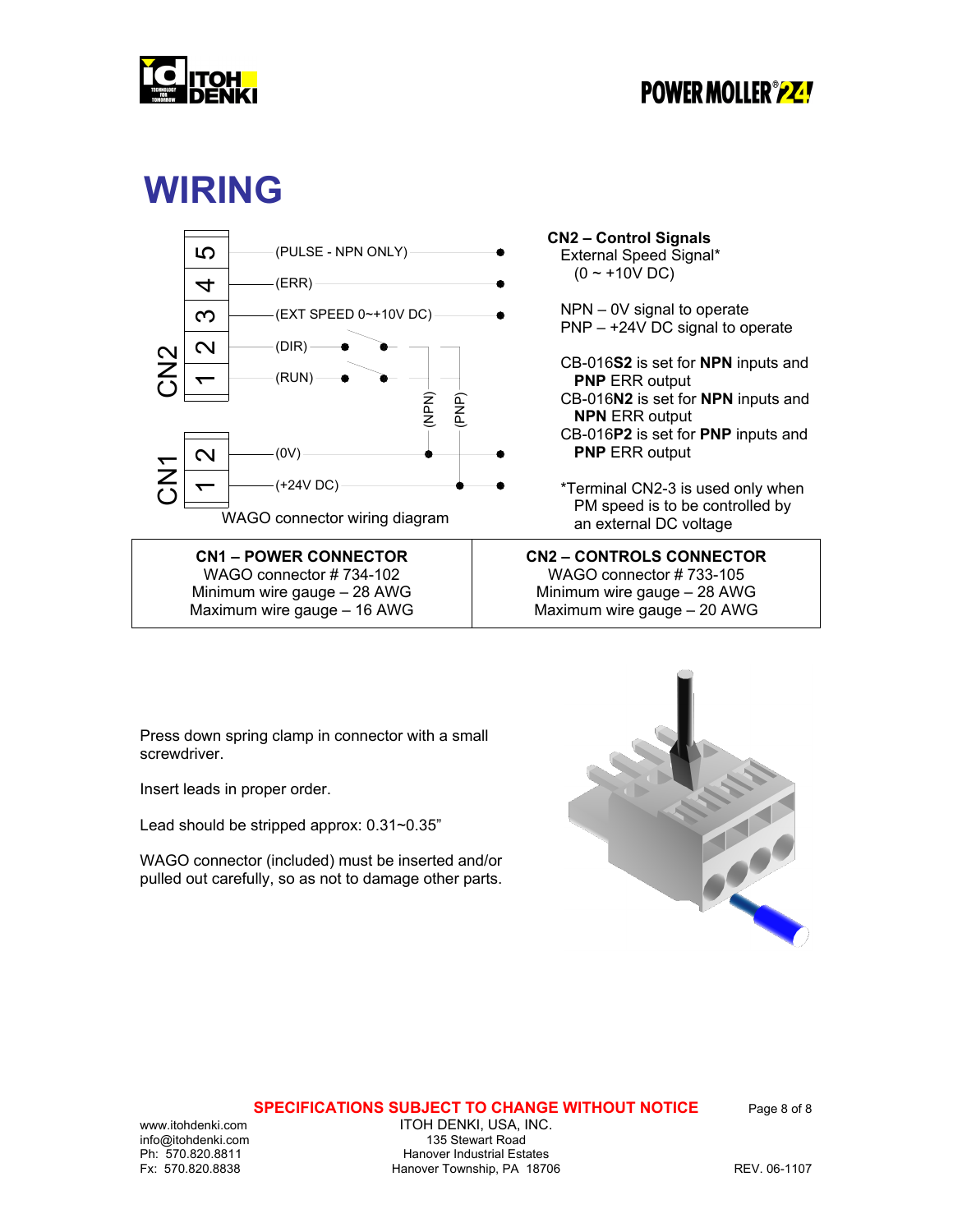# WIRING

CN2
5 (PULSE - NPN ONLY)
4 (ERR)
3 (EXT SPEED 0~+10V DC)
2 (DIR)
1 (RUN)

(NPN) (PNP)

CN1
2 (0V)
1 (+24V DC)

WAGO connector wiring diagram

**CN2 – Control Signals**
External Speed Signal*
(0 ~ +10V DC)

NPN – 0V signal to operate
PNP – +24V DC signal to operate

CB-016**S2** is set for **NPN** inputs and **PNP** ERR output
CB-016**N2** is set for **NPN** inputs and **NPN** ERR output
CB-016**P2** is set for **PNP** inputs and **PNP** ERR output

*Terminal CN2-3 is used only when PM speed is to be controlled by an external DC voltage

| **CN1 – POWER CONNECTOR** | **CN2 – CONTROLS CONNECTOR** |
|---|---|
| WAGO connector # 734-102 | WAGO connector # 733-105 |
| Minimum wire gauge – 28 AWG | Minimum wire gauge – 28 AWG |
| Maximum wire gauge – 16 AWG | Maximum wire gauge – 20 AWG |

Press down spring clamp in connector with a small screwdriver.

Insert leads in proper order.

Lead should be stripped approx: 0.31~0.35”

WAGO connector (included) must be inserted and/or pulled out carefully, so as not to damage other parts.

**SPECIFICATIONS SUBJECT TO CHANGE WITHOUT NOTICE**

www.itohdenki.com
info@itohdenki.com
Ph: 570.820.8811
Fx: 570.820.8838

ITOH DENKI, USA, INC.
135 Stewart Road
Hanover Industrial Estates
Hanover Township, PA 18706

REV. 06-1107